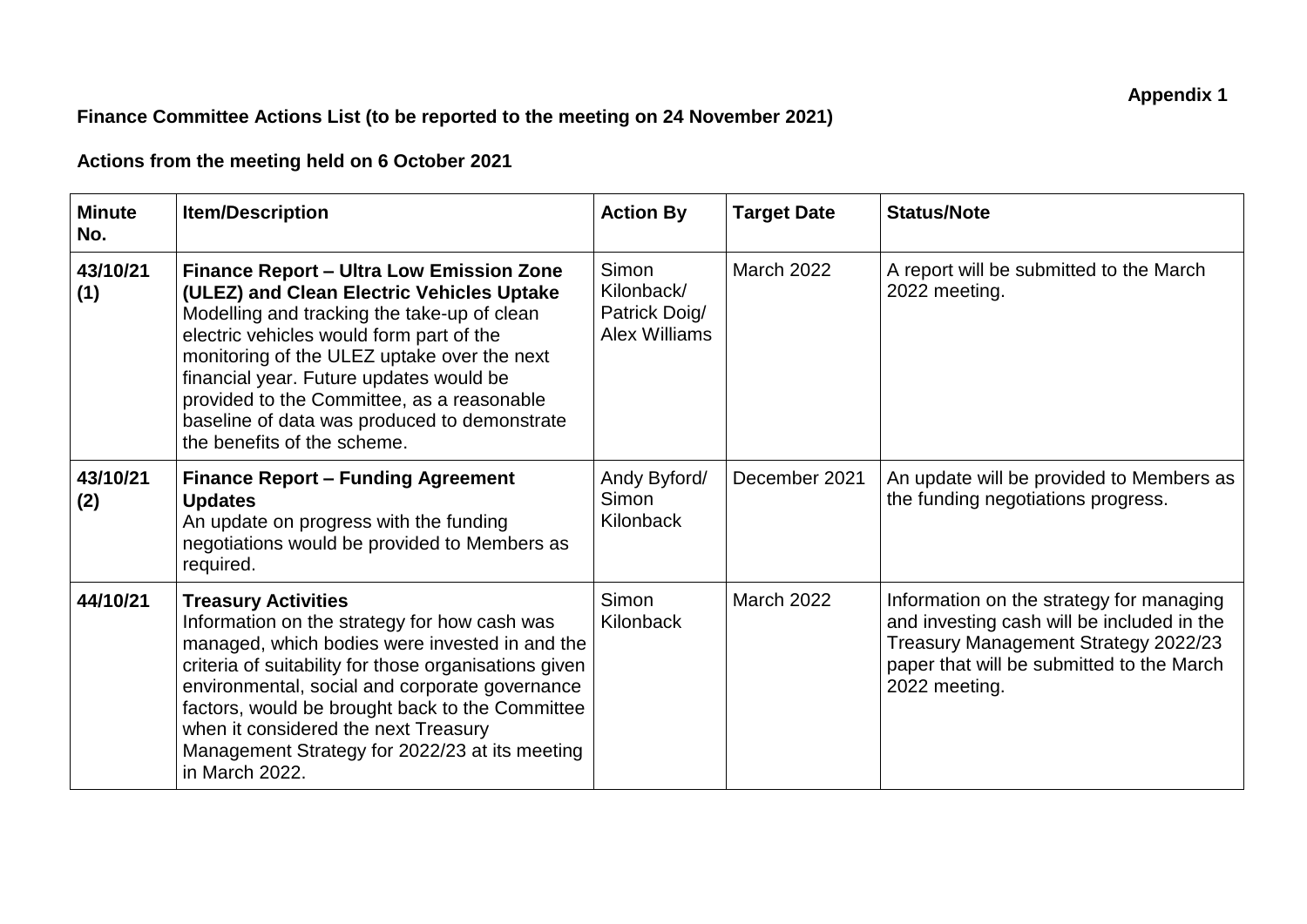**Appendix 1**

**Finance Committee Actions List (to be reported to the meeting on 24 November 2021)**

**Actions from the meeting held on 6 October 2021**

| Minute No. | Item/Description | Action By | Target Date | Status/Note |
|---|---|---|---|---|
| **43/10/21 (1)** | **Finance Report – Ultra Low Emission Zone (ULEZ) and Clean Electric Vehicles Uptake** Modelling and tracking the take-up of clean electric vehicles would form part of the monitoring of the ULEZ uptake over the next financial year. Future updates would be provided to the Committee, as a reasonable baseline of data was produced to demonstrate the benefits of the scheme. | Simon Kilonback/ Patrick Doig/ Alex Williams | March 2022 | A report will be submitted to the March 2022 meeting. |
| **43/10/21 (2)** | **Finance Report – Funding Agreement Updates** An update on progress with the funding negotiations would be provided to Members as required. | Andy Byford/ Simon Kilonback | December 2021 | An update will be provided to Members as the funding negotiations progress. |
| **44/10/21** | **Treasury Activities** Information on the strategy for how cash was managed, which bodies were invested in and the criteria of suitability for those organisations given environmental, social and corporate governance factors, would be brought back to the Committee when it considered the next Treasury Management Strategy for 2022/23 at its meeting in March 2022. | Simon Kilonback | March 2022 | Information on the strategy for managing and investing cash will be included in the Treasury Management Strategy 2022/23 paper that will be submitted to the March 2022 meeting. |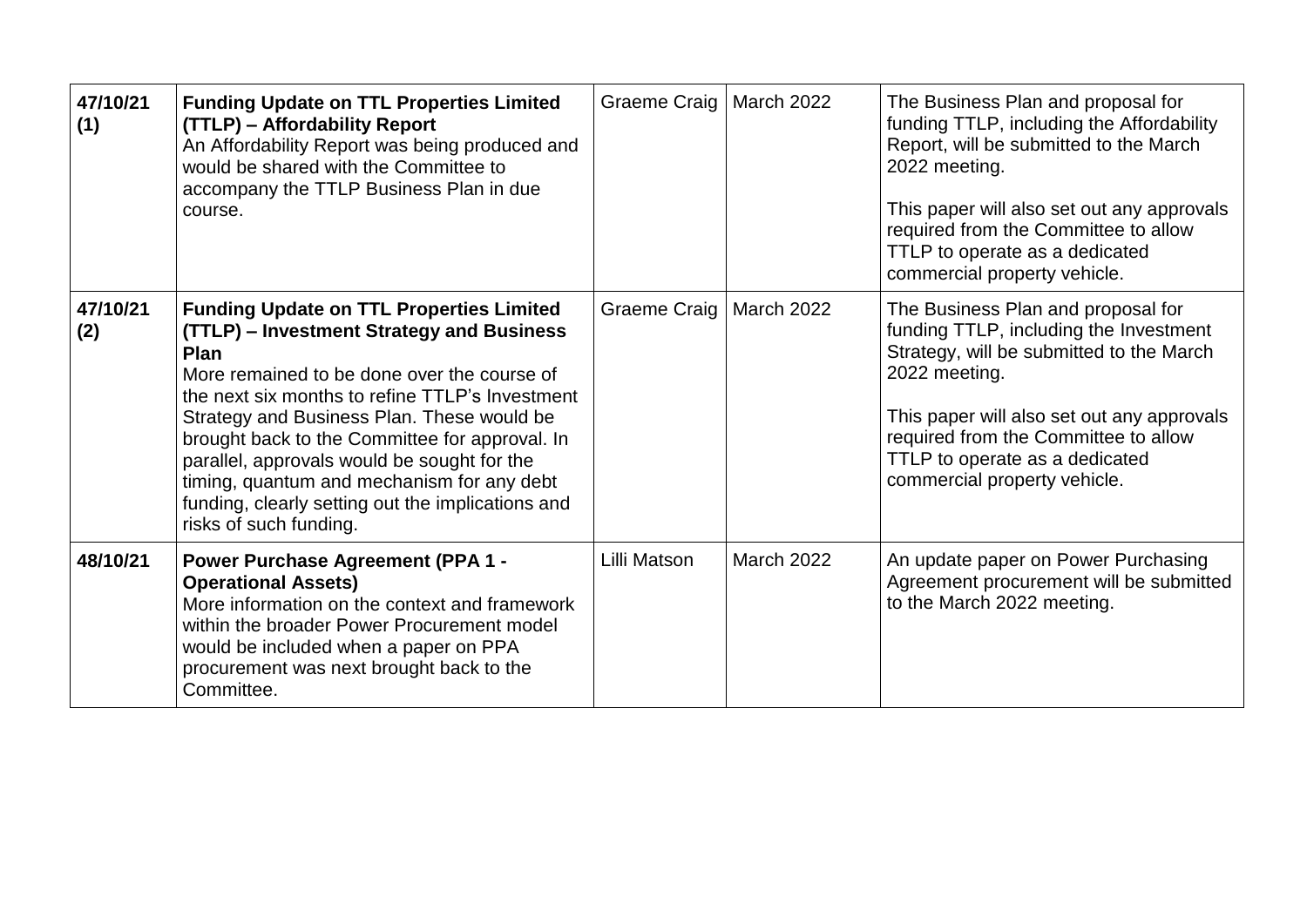| | | | | |
|---|---|---|---|---|
| **47/10/21 (1)** | **Funding Update on TTL Properties Limited (TTLP) – Affordability Report**<br>An Affordability Report was being produced and would be shared with the Committee to accompany the TTLP Business Plan in due course. | Graeme Craig | March 2022 | The Business Plan and proposal for funding TTLP, including the Affordability Report, will be submitted to the March 2022 meeting.<br><br>This paper will also set out any approvals required from the Committee to allow TTLP to operate as a dedicated commercial property vehicle. |
| **47/10/21 (2)** | **Funding Update on TTL Properties Limited (TTLP) – Investment Strategy and Business Plan**<br>More remained to be done over the course of the next six months to refine TTLP's Investment Strategy and Business Plan. These would be brought back to the Committee for approval. In parallel, approvals would be sought for the timing, quantum and mechanism for any debt funding, clearly setting out the implications and risks of such funding. | Graeme Craig | March 2022 | The Business Plan and proposal for funding TTLP, including the Investment Strategy, will be submitted to the March 2022 meeting.<br><br>This paper will also set out any approvals required from the Committee to allow TTLP to operate as a dedicated commercial property vehicle. |
| **48/10/21** | **Power Purchase Agreement (PPA 1 - Operational Assets)**<br>More information on the context and framework within the broader Power Procurement model would be included when a paper on PPA procurement was next brought back to the Committee. | Lilli Matson | March 2022 | An update paper on Power Purchasing Agreement procurement will be submitted to the March 2022 meeting. |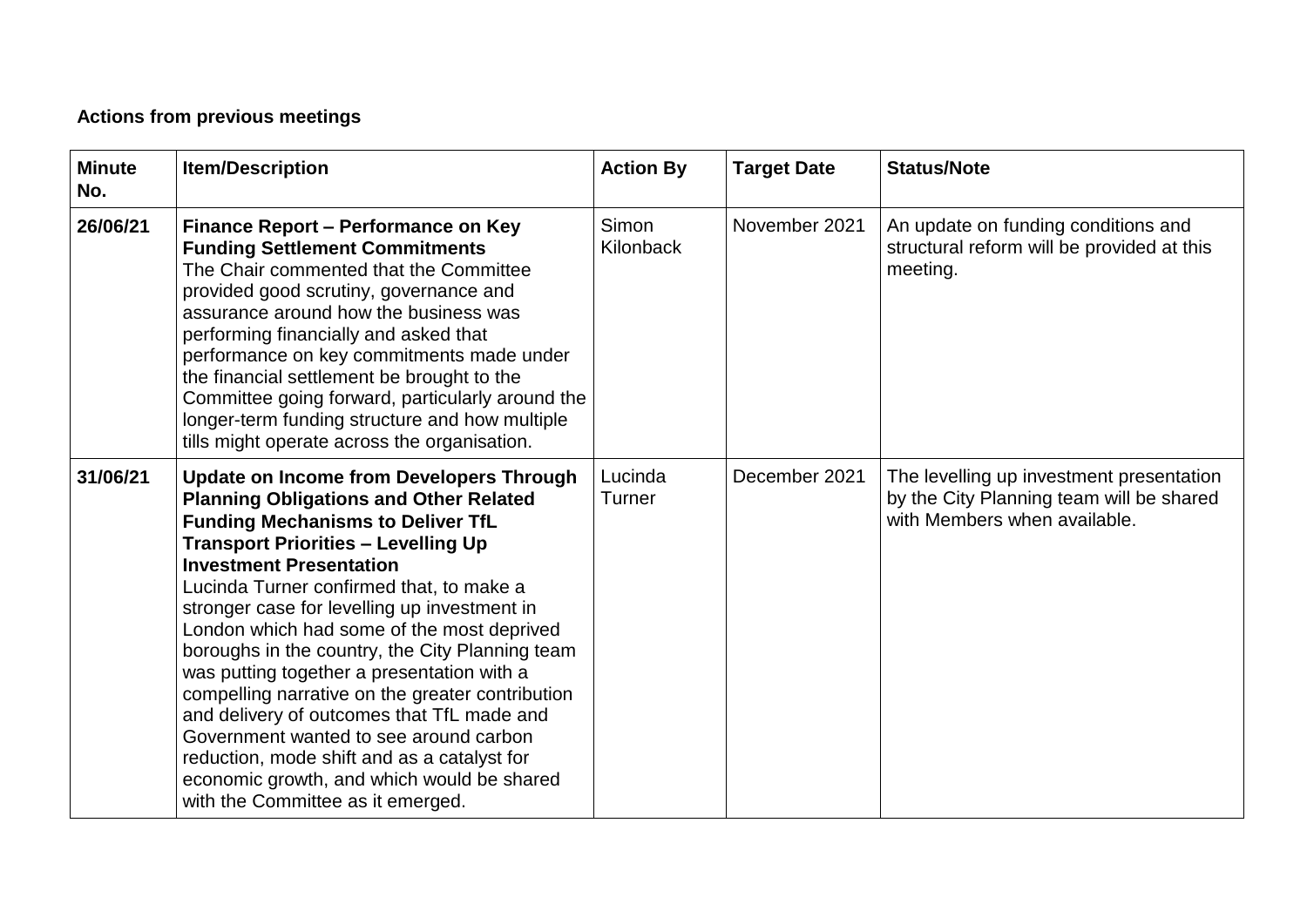**Actions from previous meetings**

| Minute No. | Item/Description | Action By | Target Date | Status/Note |
|---|---|---|---|---|
| 26/06/21 | **Finance Report – Performance on Key Funding Settlement Commitments** The Chair commented that the Committee provided good scrutiny, governance and assurance around how the business was performing financially and asked that performance on key commitments made under the financial settlement be brought to the Committee going forward, particularly around the longer-term funding structure and how multiple tills might operate across the organisation. | Simon Kilonback | November 2021 | An update on funding conditions and structural reform will be provided at this meeting. |
| 31/06/21 | **Update on Income from Developers Through Planning Obligations and Other Related Funding Mechanisms to Deliver TfL Transport Priorities – Levelling Up Investment Presentation** Lucinda Turner confirmed that, to make a stronger case for levelling up investment in London which had some of the most deprived boroughs in the country, the City Planning team was putting together a presentation with a compelling narrative on the greater contribution and delivery of outcomes that TfL made and Government wanted to see around carbon reduction, mode shift and as a catalyst for economic growth, and which would be shared with the Committee as it emerged. | Lucinda Turner | December 2021 | The levelling up investment presentation by the City Planning team will be shared with Members when available. |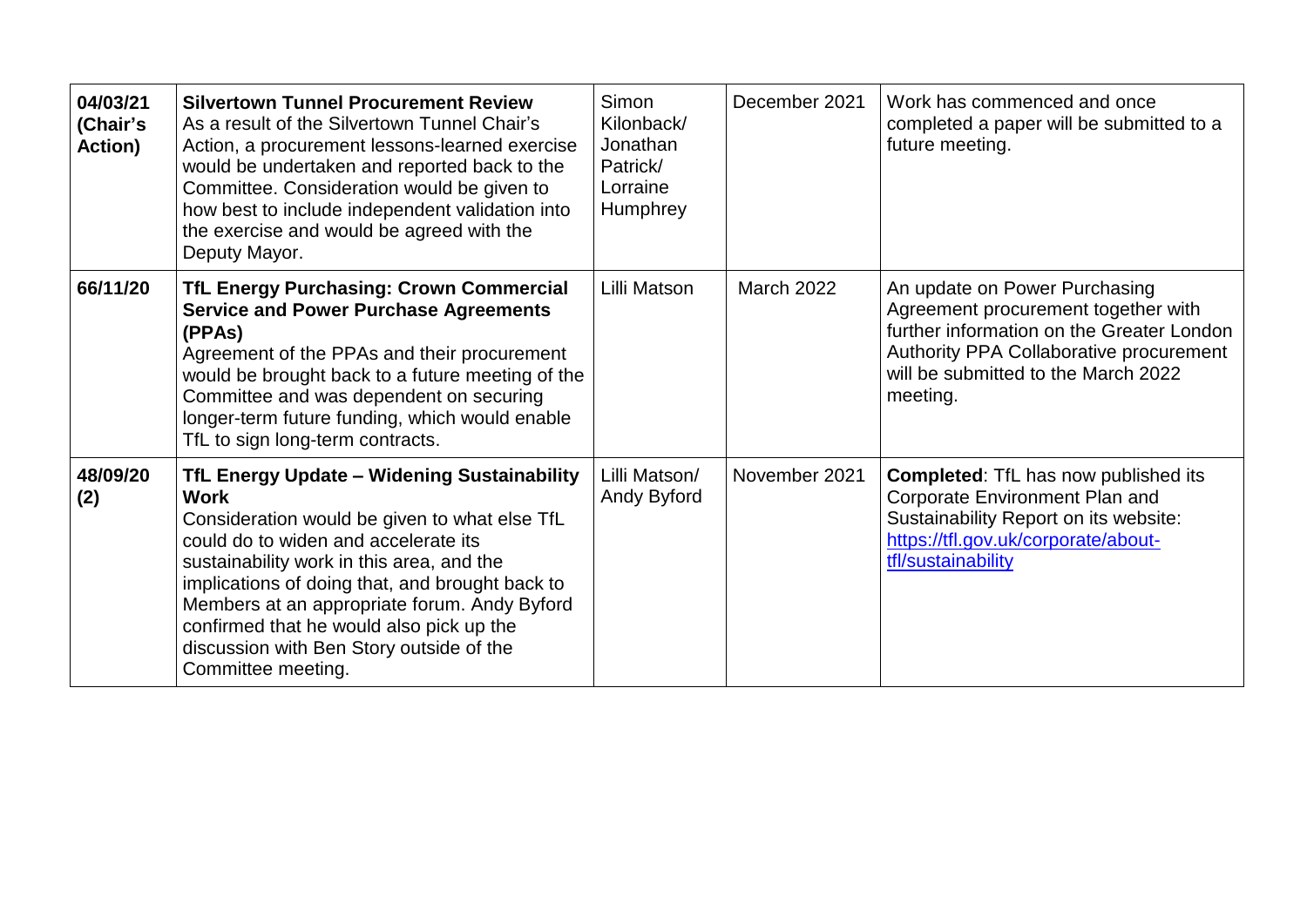| | | | | |
|---|---|---|---|---|
| **04/03/21 (Chair's Action)** | **Silvertown Tunnel Procurement Review** As a result of the Silvertown Tunnel Chair's Action, a procurement lessons-learned exercise would be undertaken and reported back to the Committee. Consideration would be given to how best to include independent validation into the exercise and would be agreed with the Deputy Mayor. | Simon Kilonback/ Jonathan Patrick/ Lorraine Humphrey | December 2021 | Work has commenced and once completed a paper will be submitted to a future meeting. |
| **66/11/20** | **TfL Energy Purchasing: Crown Commercial Service and Power Purchase Agreements (PPAs)** Agreement of the PPAs and their procurement would be brought back to a future meeting of the Committee and was dependent on securing longer-term future funding, which would enable TfL to sign long-term contracts. | Lilli Matson | March 2022 | An update on Power Purchasing Agreement procurement together with further information on the Greater London Authority PPA Collaborative procurement will be submitted to the March 2022 meeting. |
| **48/09/20 (2)** | **TfL Energy Update – Widening Sustainability Work** Consideration would be given to what else TfL could do to widen and accelerate its sustainability work in this area, and the implications of doing that, and brought back to Members at an appropriate forum. Andy Byford confirmed that he would also pick up the discussion with Ben Story outside of the Committee meeting. | Lilli Matson/ Andy Byford | November 2021 | **Completed**: TfL has now published its Corporate Environment Plan and Sustainability Report on its website: https://tfl.gov.uk/corporate/about-tfl/sustainability |